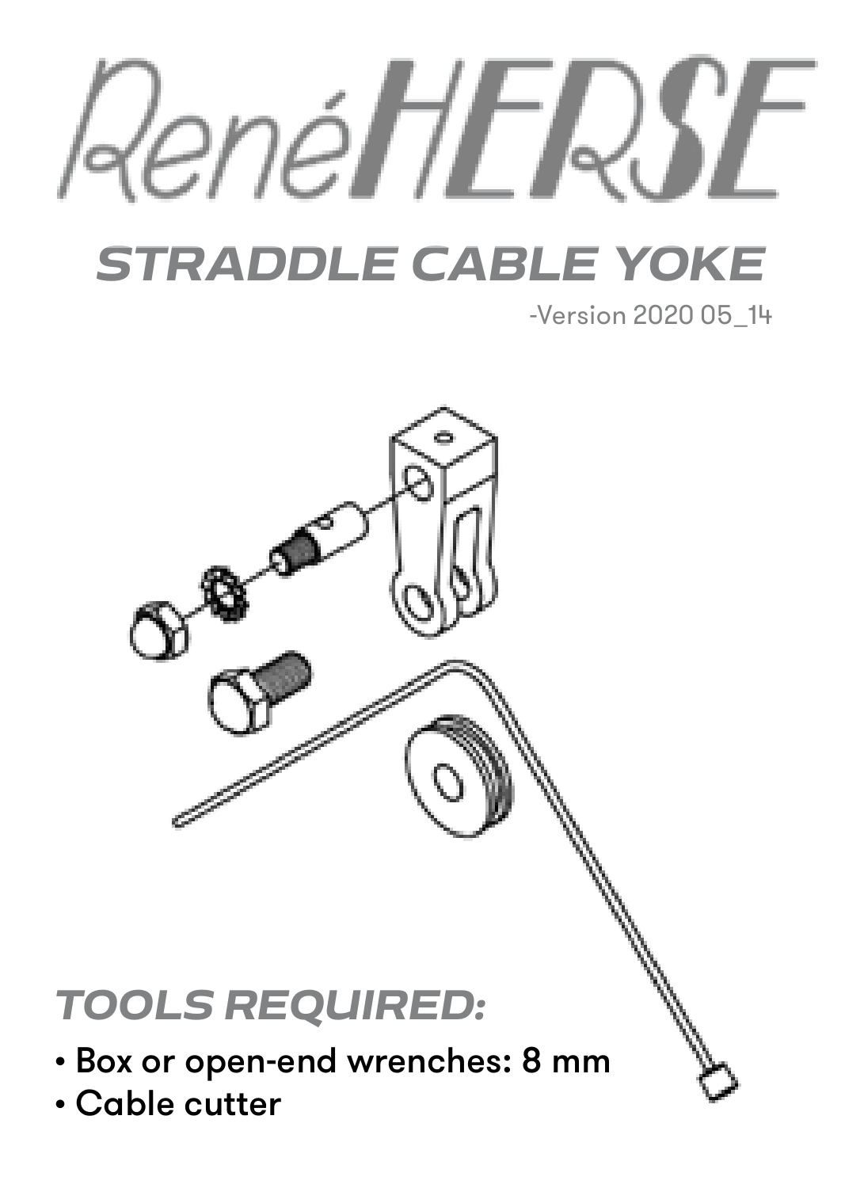# René HERSE

## STRADDLE CABLE YOKE

-Version 2020 05_14

### TOOLS REQUIRED:

- Box or open-end wrenches: 8 mm
- Cable cutter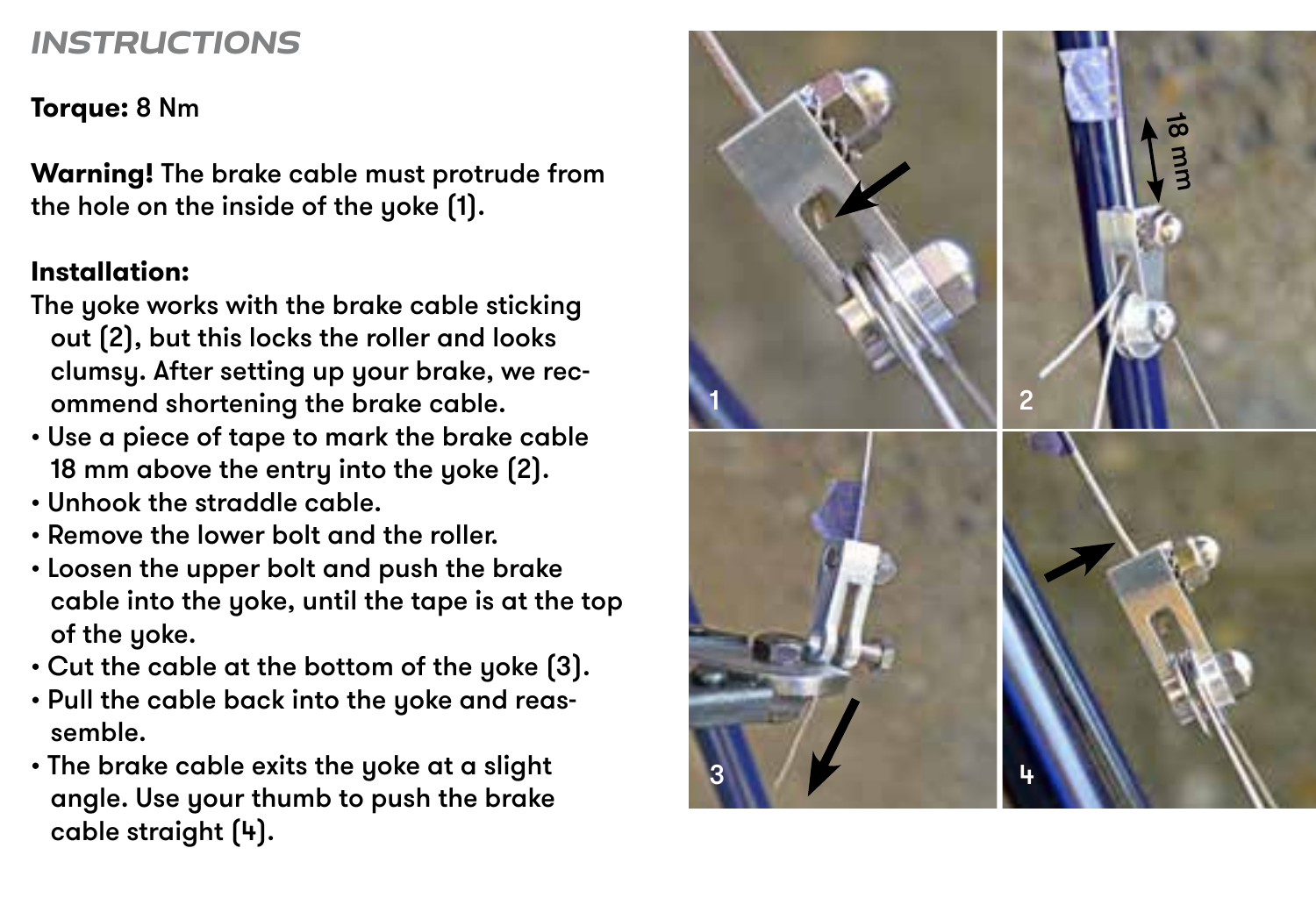## INSTRUCTIONS

**Torque:** 8 Nm

**Warning!** The brake cable must protrude from the hole on the inside of the yoke (1).

**Installation:**

The yoke works with the brake cable sticking out (2), but this locks the roller and looks clumsy. After setting up your brake, we recommend shortening the brake cable.

- Use a piece of tape to mark the brake cable 18 mm above the entry into the yoke (2).
- Unhook the straddle cable.
- Remove the lower bolt and the roller.
- Loosen the upper bolt and push the brake cable into the yoke, until the tape is at the top of the yoke.
- Cut the cable at the bottom of the yoke (3).
- Pull the cable back into the yoke and reassemble.
- The brake cable exits the yoke at a slight angle. Use your thumb to push the brake cable straight (4).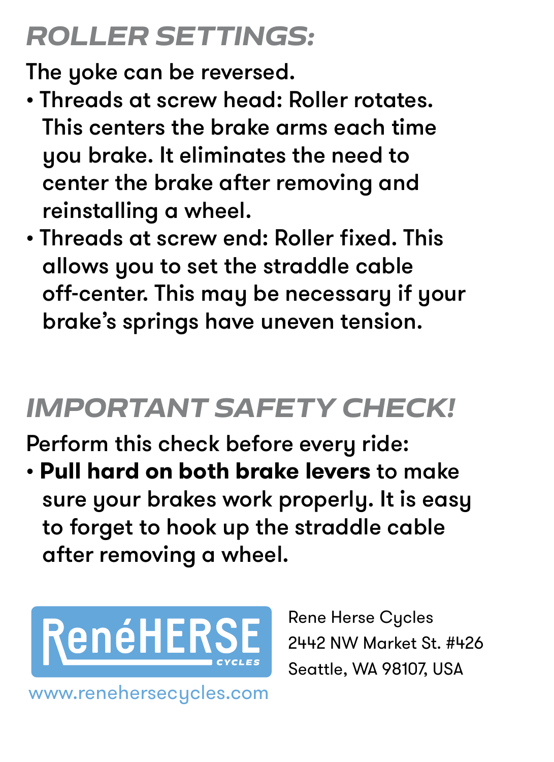## *ROLLER SETTINGS:*

The yoke can be reversed.

- Threads at screw head: Roller rotates. This centers the brake arms each time you brake. It eliminates the need to center the brake after removing and reinstalling a wheel.
- Threads at screw end: Roller fixed. This allows you to set the straddle cable off-center. This may be necessary if your brake's springs have uneven tension.

## *IMPORTANT SAFETY CHECK!*

Perform this check before every ride:

- **Pull hard on both brake levers** to make sure your brakes work properly. It is easy to forget to hook up the straddle cable after removing a wheel.

RenéHERSE CYCLES

www.renehersecycles.com

Rene Herse Cycles
2442 NW Market St. #426
Seattle, WA 98107, USA